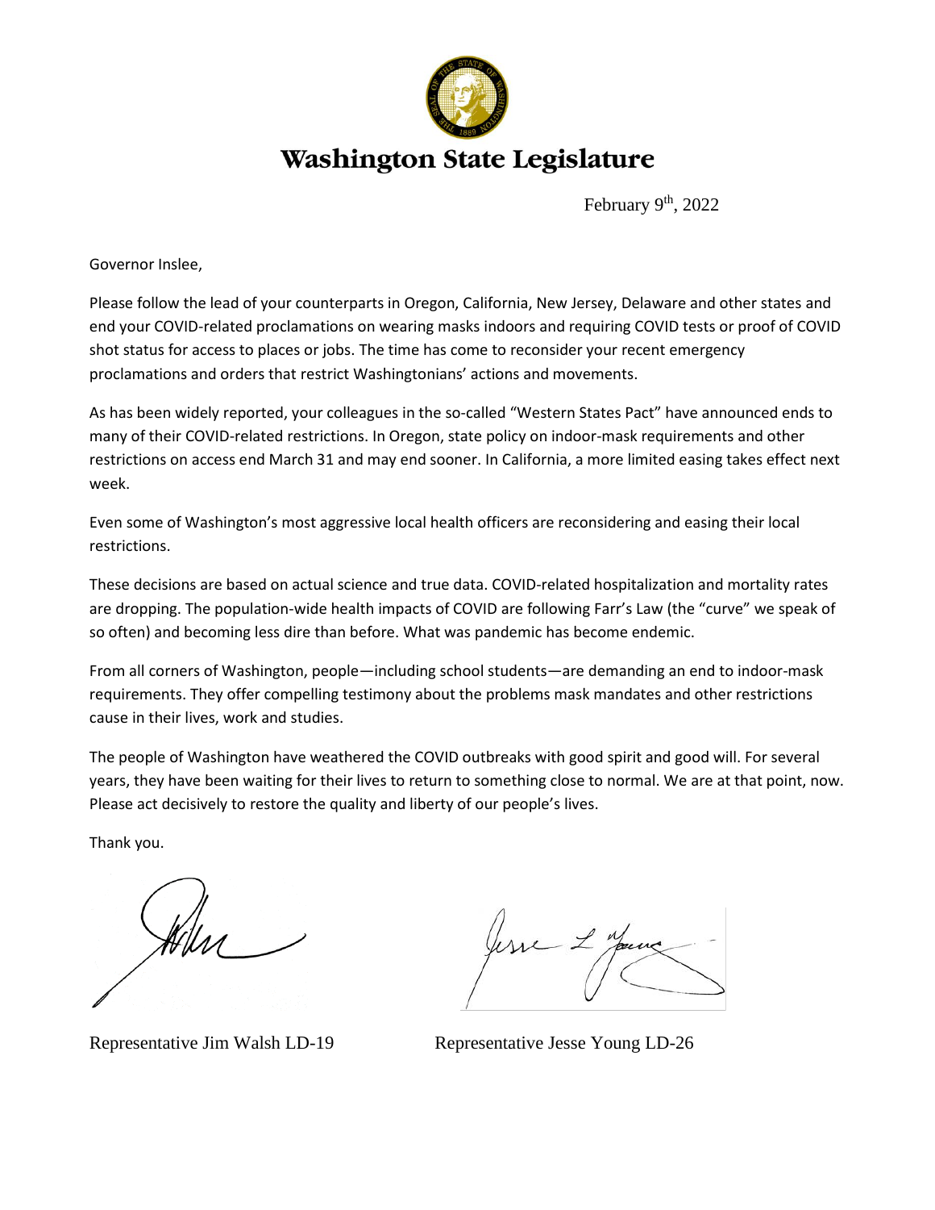# Washington State Legislature

February 9th, 2022

Governor Inslee,

Please follow the lead of your counterparts in Oregon, California, New Jersey, Delaware and other states and end your COVID-related proclamations on wearing masks indoors and requiring COVID tests or proof of COVID shot status for access to places or jobs. The time has come to reconsider your recent emergency proclamations and orders that restrict Washingtonians' actions and movements.

As has been widely reported, your colleagues in the so-called "Western States Pact" have announced ends to many of their COVID-related restrictions. In Oregon, state policy on indoor-mask requirements and other restrictions on access end March 31 and may end sooner. In California, a more limited easing takes effect next week.

Even some of Washington's most aggressive local health officers are reconsidering and easing their local restrictions.

These decisions are based on actual science and true data. COVID-related hospitalization and mortality rates are dropping. The population-wide health impacts of COVID are following Farr's Law (the "curve" we speak of so often) and becoming less dire than before. What was pandemic has become endemic.

From all corners of Washington, people—including school students—are demanding an end to indoor-mask requirements. They offer compelling testimony about the problems mask mandates and other restrictions cause in their lives, work and studies.

The people of Washington have weathered the COVID outbreaks with good spirit and good will. For several years, they have been waiting for their lives to return to something close to normal. We are at that point, now. Please act decisively to restore the quality and liberty of our people's lives.

Thank you.

Representative Jim Walsh LD-19

Representative Jesse Young LD-26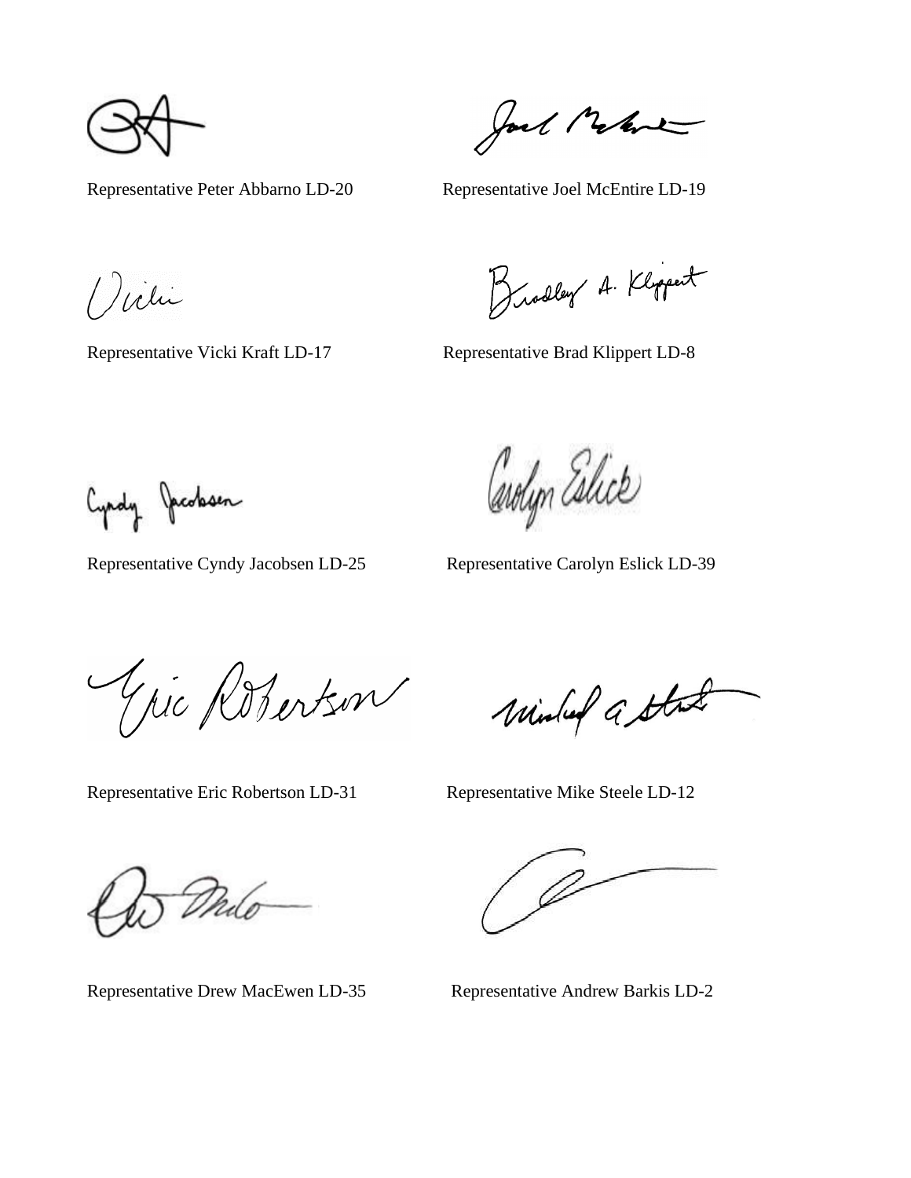Representative Peter Abbarno LD-20

Representative Joel McEntire LD-19

Representative Vicki Kraft LD-17

Representative Brad Klippert LD-8

Representative Cyndy Jacobsen LD-25

Representative Carolyn Eslick LD-39

Representative Eric Robertson LD-31

Representative Mike Steele LD-12

Representative Drew MacEwen LD-35

Representative Andrew Barkis LD-2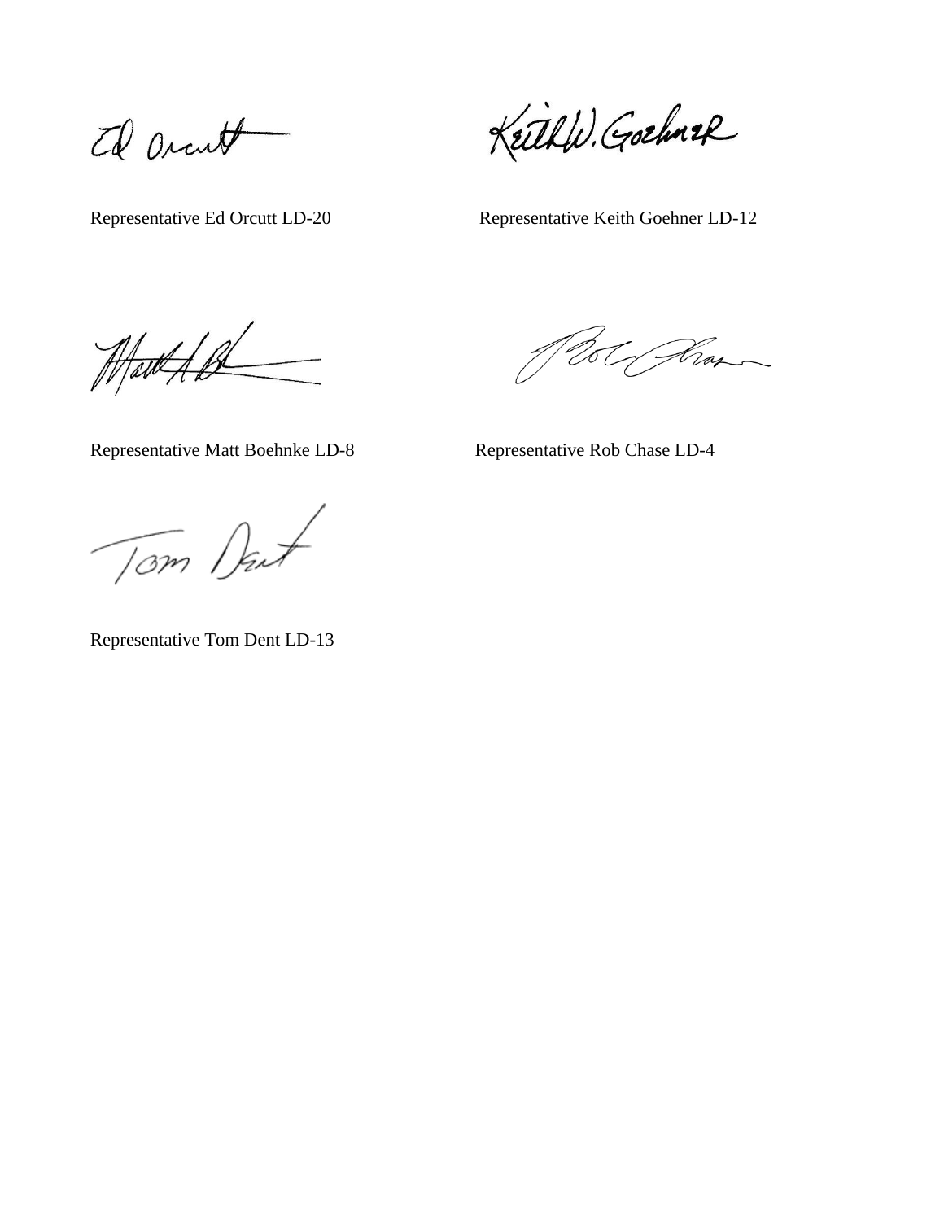Representative Ed Orcutt LD-20

Representative Keith Goehner LD-12

Representative Matt Boehnke LD-8

Representative Rob Chase LD-4

Representative Tom Dent LD-13